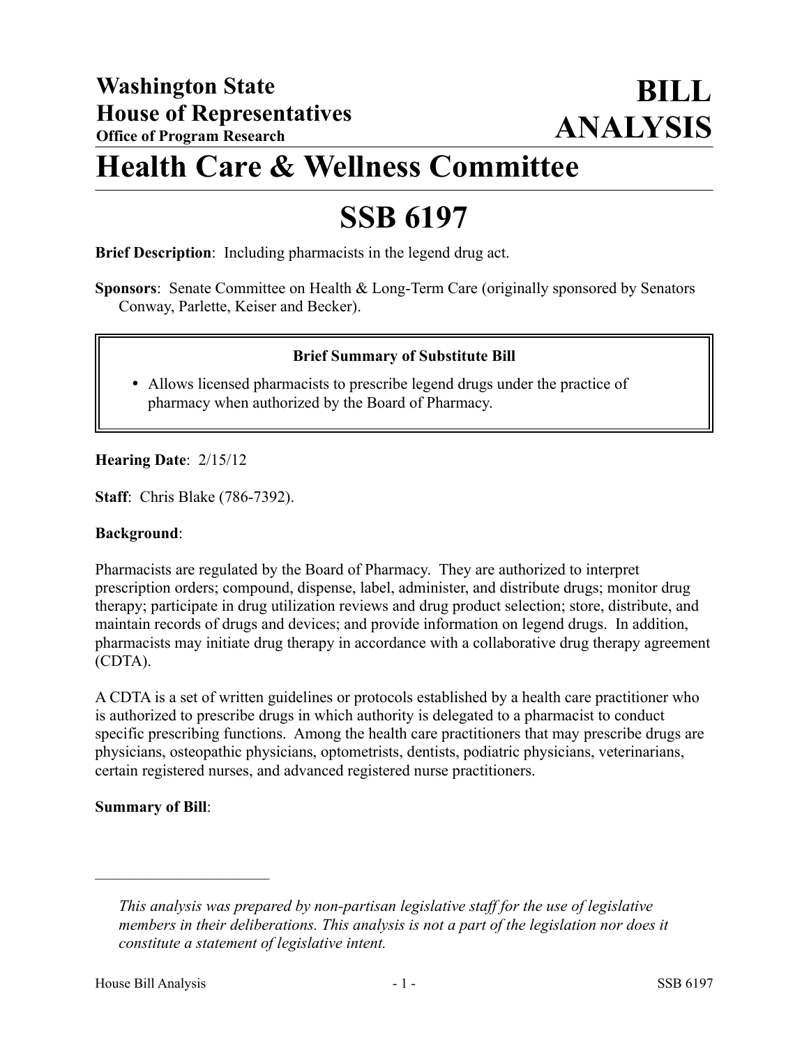**Washington State**
**House of Representatives**
**Office of Program Research**

# BILL ANALYSIS

# Health Care & Wellness Committee

# SSB 6197

**Brief Description**: Including pharmacists in the legend drug act.

**Sponsors**: Senate Committee on Health & Long-Term Care (originally sponsored by Senators Conway, Parlette, Keiser and Becker).

**Brief Summary of Substitute Bill**

- Allows licensed pharmacists to prescribe legend drugs under the practice of pharmacy when authorized by the Board of Pharmacy.

**Hearing Date**: 2/15/12

**Staff**: Chris Blake (786-7392).

**Background**:

Pharmacists are regulated by the Board of Pharmacy. They are authorized to interpret prescription orders; compound, dispense, label, administer, and distribute drugs; monitor drug therapy; participate in drug utilization reviews and drug product selection; store, distribute, and maintain records of drugs and devices; and provide information on legend drugs. In addition, pharmacists may initiate drug therapy in accordance with a collaborative drug therapy agreement (CDTA).

A CDTA is a set of written guidelines or protocols established by a health care practitioner who is authorized to prescribe drugs in which authority is delegated to a pharmacist to conduct specific prescribing functions. Among the health care practitioners that may prescribe drugs are physicians, osteopathic physicians, optometrists, dentists, podiatric physicians, veterinarians, certain registered nurses, and advanced registered nurse practitioners.

**Summary of Bill**:

---

*This analysis was prepared by non-partisan legislative staff for the use of legislative members in their deliberations. This analysis is not a part of the legislation nor does it constitute a statement of legislative intent.*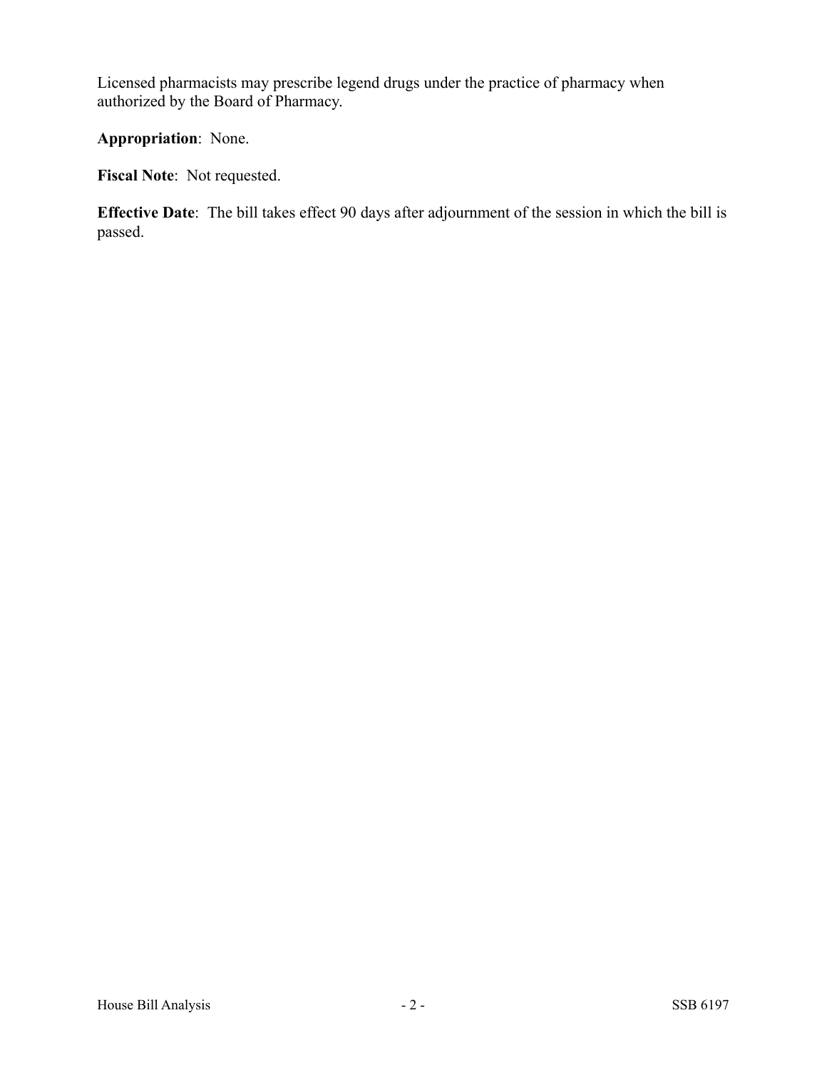Licensed pharmacists may prescribe legend drugs under the practice of pharmacy when authorized by the Board of Pharmacy.

**Appropriation**: None.

**Fiscal Note**: Not requested.

**Effective Date**: The bill takes effect 90 days after adjournment of the session in which the bill is passed.